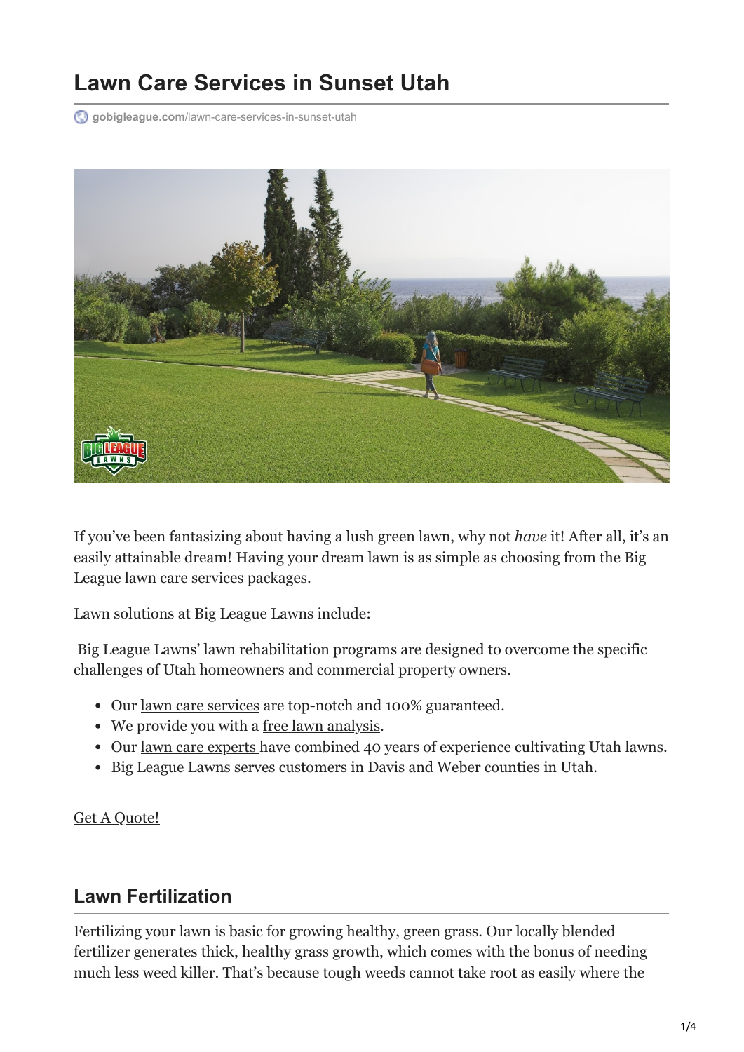# Lawn Care Services in Sunset Utah

gobigleague.com/lawn-care-services-in-sunset-utah

If you've been fantasizing about having a lush green lawn, why not *have* it! After all, it's an easily attainable dream! Having your dream lawn is as simple as choosing from the Big League lawn care services packages.

Lawn solutions at Big League Lawns include:

Big League Lawns' lawn rehabilitation programs are designed to overcome the specific challenges of Utah homeowners and commercial property owners.

- Our lawn care services are top-notch and 100% guaranteed.
- We provide you with a free lawn analysis.
- Our lawn care experts have combined 40 years of experience cultivating Utah lawns.
- Big League Lawns serves customers in Davis and Weber counties in Utah.

Get A Quote!

## Lawn Fertilization

Fertilizing your lawn is basic for growing healthy, green grass. Our locally blended fertilizer generates thick, healthy grass growth, which comes with the bonus of needing much less weed killer. That's because tough weeds cannot take root as easily where the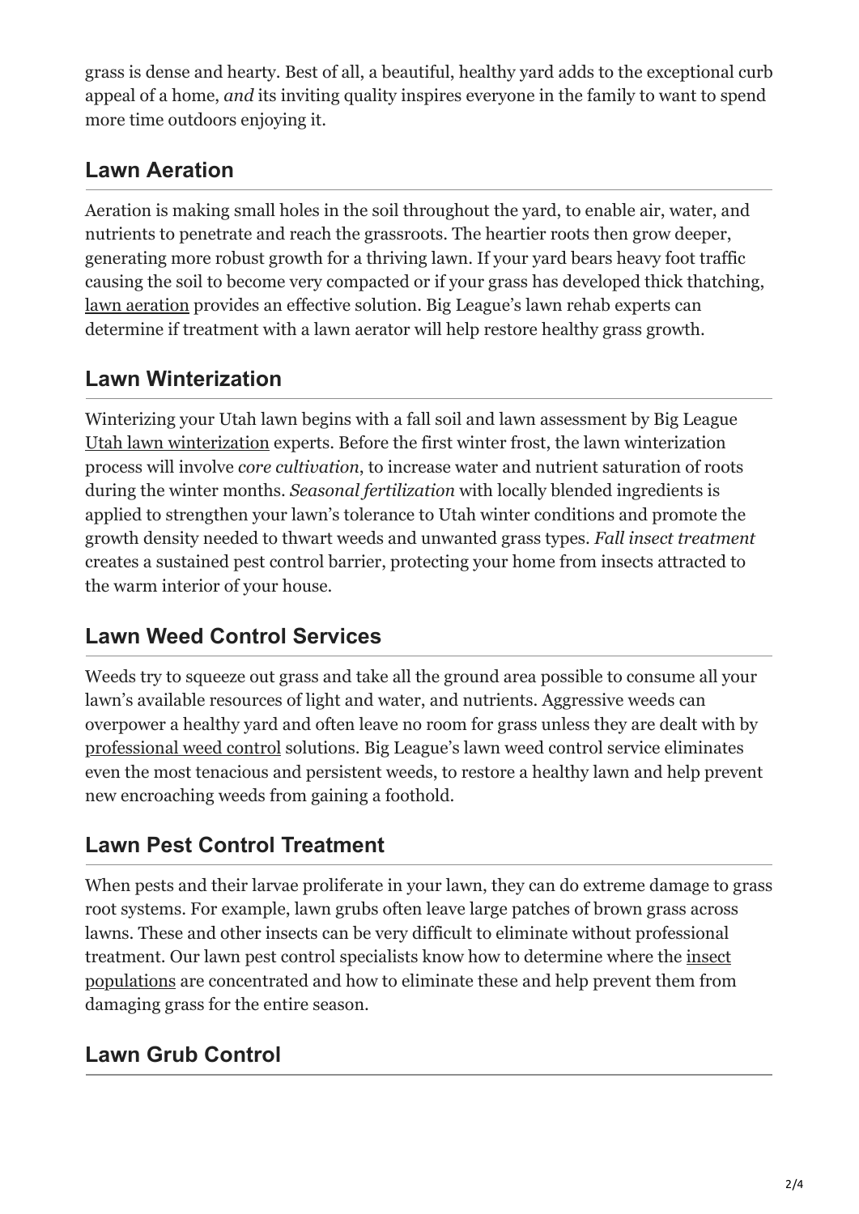grass is dense and hearty. Best of all, a beautiful, healthy yard adds to the exceptional curb appeal of a home, *and* its inviting quality inspires everyone in the family to want to spend more time outdoors enjoying it.

## Lawn Aeration

Aeration is making small holes in the soil throughout the yard, to enable air, water, and nutrients to penetrate and reach the grassroots. The heartier roots then grow deeper, generating more robust growth for a thriving lawn. If your yard bears heavy foot traffic causing the soil to become very compacted or if your grass has developed thick thatching, lawn aeration provides an effective solution. Big League's lawn rehab experts can determine if treatment with a lawn aerator will help restore healthy grass growth.

## Lawn Winterization

Winterizing your Utah lawn begins with a fall soil and lawn assessment by Big League Utah lawn winterization experts. Before the first winter frost, the lawn winterization process will involve *core cultivation*, to increase water and nutrient saturation of roots during the winter months. *Seasonal fertilization* with locally blended ingredients is applied to strengthen your lawn's tolerance to Utah winter conditions and promote the growth density needed to thwart weeds and unwanted grass types. *Fall insect treatment* creates a sustained pest control barrier, protecting your home from insects attracted to the warm interior of your house.

## Lawn Weed Control Services

Weeds try to squeeze out grass and take all the ground area possible to consume all your lawn's available resources of light and water, and nutrients. Aggressive weeds can overpower a healthy yard and often leave no room for grass unless they are dealt with by professional weed control solutions. Big League's lawn weed control service eliminates even the most tenacious and persistent weeds, to restore a healthy lawn and help prevent new encroaching weeds from gaining a foothold.

## Lawn Pest Control Treatment

When pests and their larvae proliferate in your lawn, they can do extreme damage to grass root systems. For example, lawn grubs often leave large patches of brown grass across lawns. These and other insects can be very difficult to eliminate without professional treatment. Our lawn pest control specialists know how to determine where the insect populations are concentrated and how to eliminate these and help prevent them from damaging grass for the entire season.

## Lawn Grub Control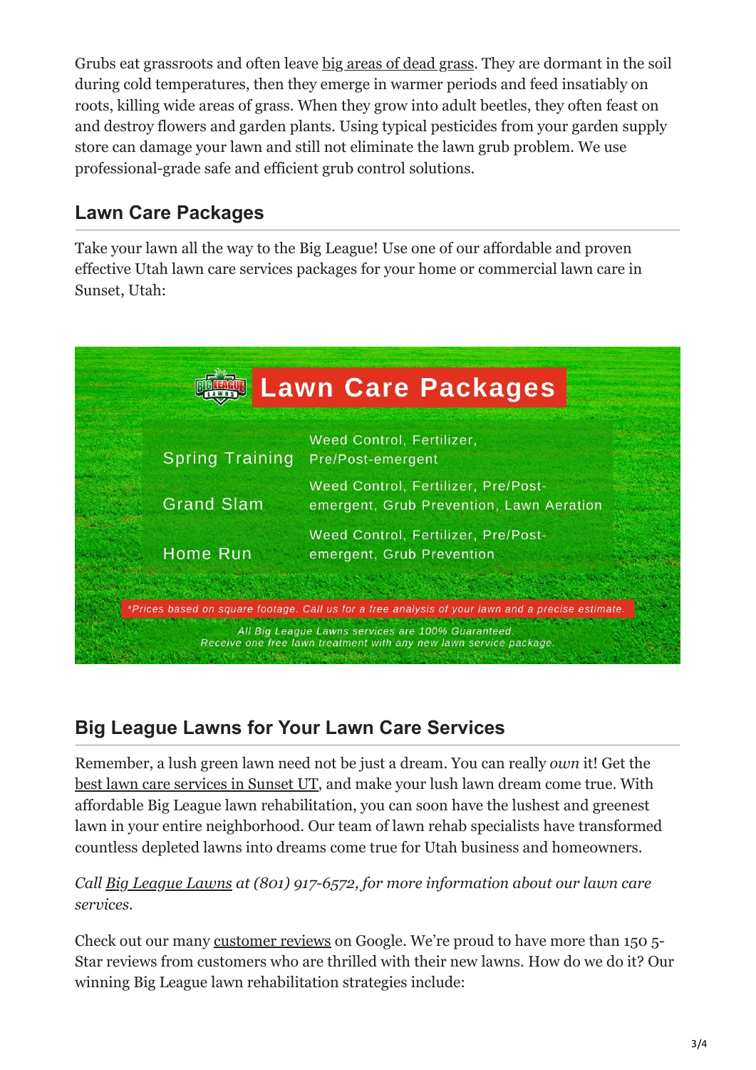Grubs eat grassroots and often leave big areas of dead grass. They are dormant in the soil during cold temperatures, then they emerge in warmer periods and feed insatiably on roots, killing wide areas of grass. When they grow into adult beetles, they often feast on and destroy flowers and garden plants. Using typical pesticides from your garden supply store can damage your lawn and still not eliminate the lawn grub problem. We use professional-grade safe and efficient grub control solutions.

## Lawn Care Packages

Take your lawn all the way to the Big League! Use one of our affordable and proven effective Utah lawn care services packages for your home or commercial lawn care in Sunset, Utah:

**Lawn Care Packages**

| Package | Services |
| --- | --- |
| Spring Training | Weed Control, Fertilizer, Pre/Post-emergent |
| Grand Slam | Weed Control, Fertilizer, Pre/Post-emergent, Grub Prevention, Lawn Aeration |
| Home Run | Weed Control, Fertilizer, Pre/Post-emergent, Grub Prevention |

*\*Prices based on square footage. Call us for a free analysis of your lawn and a precise estimate.*

*All Big League Lawns services are 100% Guaranteed.*
*Receive one free lawn treatment with any new lawn service package.*

## Big League Lawns for Your Lawn Care Services

Remember, a lush green lawn need not be just a dream. You can really *own* it! Get the best lawn care services in Sunset UT, and make your lush lawn dream come true. With affordable Big League lawn rehabilitation, you can soon have the lushest and greenest lawn in your entire neighborhood. Our team of lawn rehab specialists have transformed countless depleted lawns into dreams come true for Utah business and homeowners.

*Call Big League Lawns at (801) 917-6572, for more information about our lawn care services.*

Check out our many customer reviews on Google. We're proud to have more than 150 5-Star reviews from customers who are thrilled with their new lawns. How do we do it? Our winning Big League lawn rehabilitation strategies include: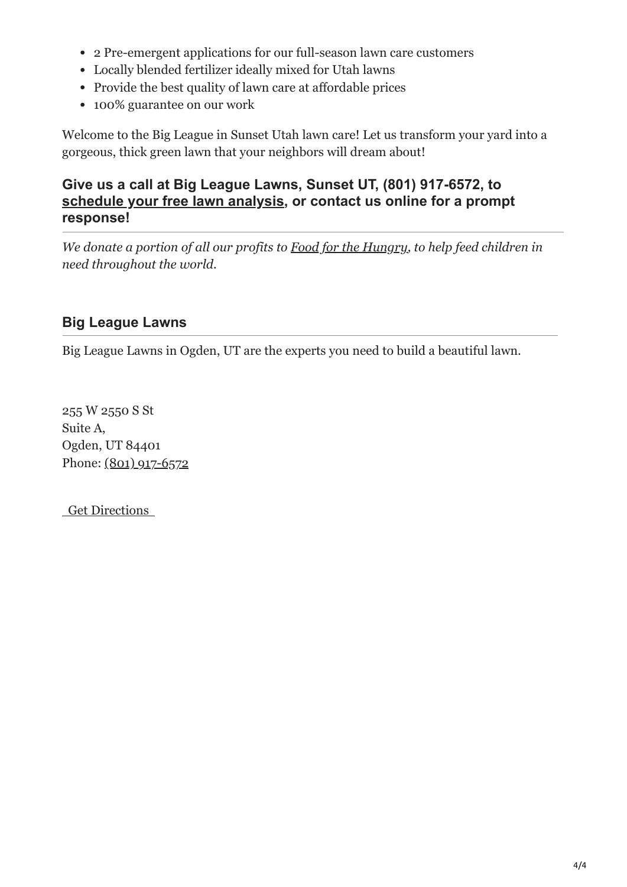- 2 Pre-emergent applications for our full-season lawn care customers
- Locally blended fertilizer ideally mixed for Utah lawns
- Provide the best quality of lawn care at affordable prices
- 100% guarantee on our work

Welcome to the Big League in Sunset Utah lawn care! Let us transform your yard into a gorgeous, thick green lawn that your neighbors will dream about!

### Give us a call at Big League Lawns, Sunset UT, (801) 917-6572, to schedule your free lawn analysis, or contact us online for a prompt response!

---

*We donate a portion of all our profits to Food for the Hungry, to help feed children in need throughout the world.*

### Big League Lawns

---

Big League Lawns in Ogden, UT are the experts you need to build a beautiful lawn.

255 W 2550 S St
Suite A,
Ogden, UT 84401
Phone: (801) 917-6572

Get Directions